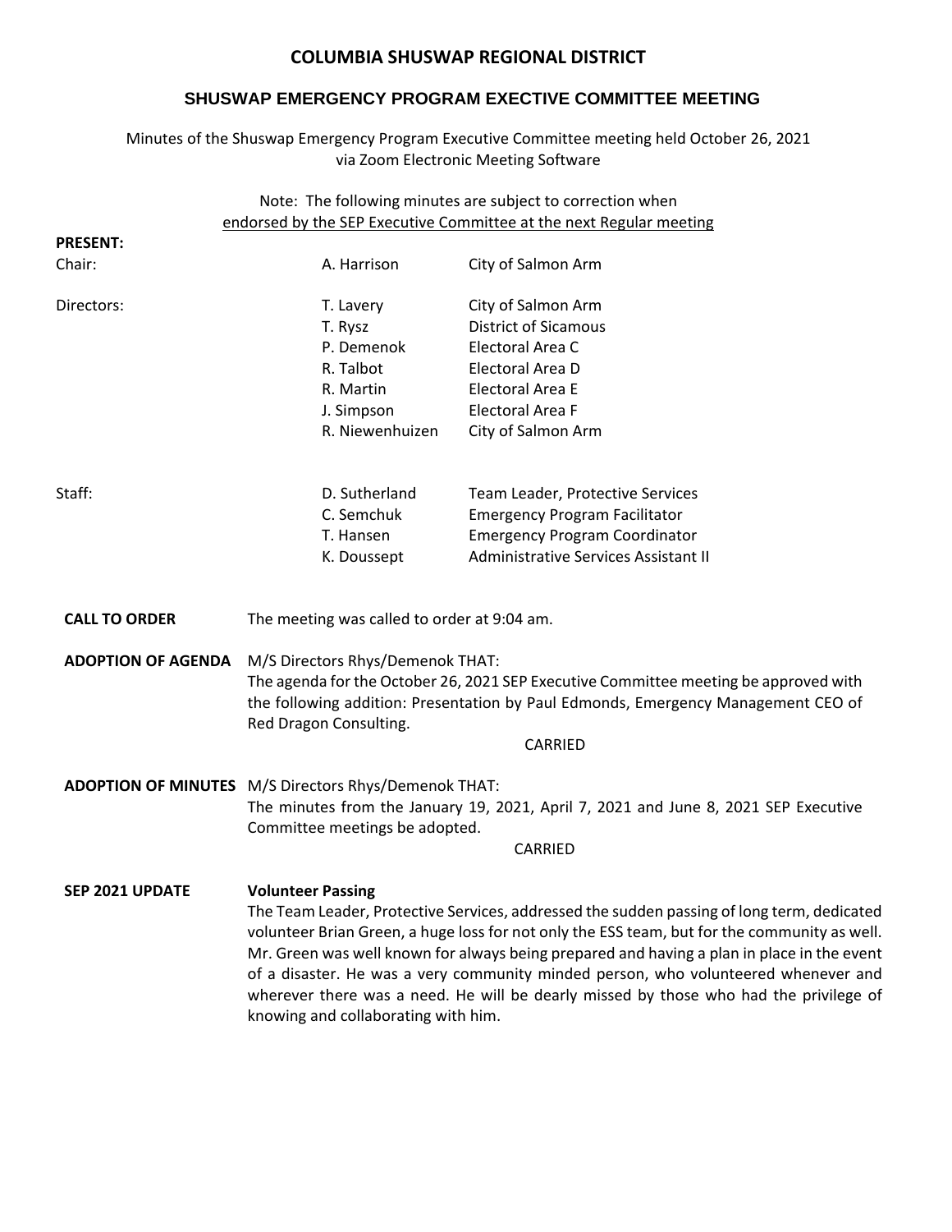# COLUMBIA SHUSWAP REGIONAL DISTRICT

## SHUSWAP EMERGENCY PROGRAM EXECTIVE COMMITTEE MEETING

Minutes of the Shuswap Emergency Program Executive Committee meeting held October 26, 2021 via Zoom Electronic Meeting Software

Note: The following minutes are subject to correction when endorsed by the SEP Executive Committee at the next Regular meeting

**PRESENT:**

| | | |
|---|---|---|
| Chair: | A. Harrison | City of Salmon Arm |
| Directors: | T. Lavery | City of Salmon Arm |
| | T. Rysz | District of Sicamous |
| | P. Demenok | Electoral Area C |
| | R. Talbot | Electoral Area D |
| | R. Martin | Electoral Area E |
| | J. Simpson | Electoral Area F |
| | R. Niewenhuizen | City of Salmon Arm |
| Staff: | D. Sutherland | Team Leader, Protective Services |
| | C. Semchuk | Emergency Program Facilitator |
| | T. Hansen | Emergency Program Coordinator |
| | K. Doussept | Administrative Services Assistant II |

**CALL TO ORDER**

The meeting was called to order at 9:04 am.

**ADOPTION OF AGENDA**

M/S Directors Rhys/Demenok THAT:
The agenda for the October 26, 2021 SEP Executive Committee meeting be approved with the following addition: Presentation by Paul Edmonds, Emergency Management CEO of Red Dragon Consulting.

CARRIED

**ADOPTION OF MINUTES**

M/S Directors Rhys/Demenok THAT:
The minutes from the January 19, 2021, April 7, 2021 and June 8, 2021 SEP Executive Committee meetings be adopted.

CARRIED

**SEP 2021 UPDATE**

**Volunteer Passing**

The Team Leader, Protective Services, addressed the sudden passing of long term, dedicated volunteer Brian Green, a huge loss for not only the ESS team, but for the community as well. Mr. Green was well known for always being prepared and having a plan in place in the event of a disaster. He was a very community minded person, who volunteered whenever and wherever there was a need. He will be dearly missed by those who had the privilege of knowing and collaborating with him.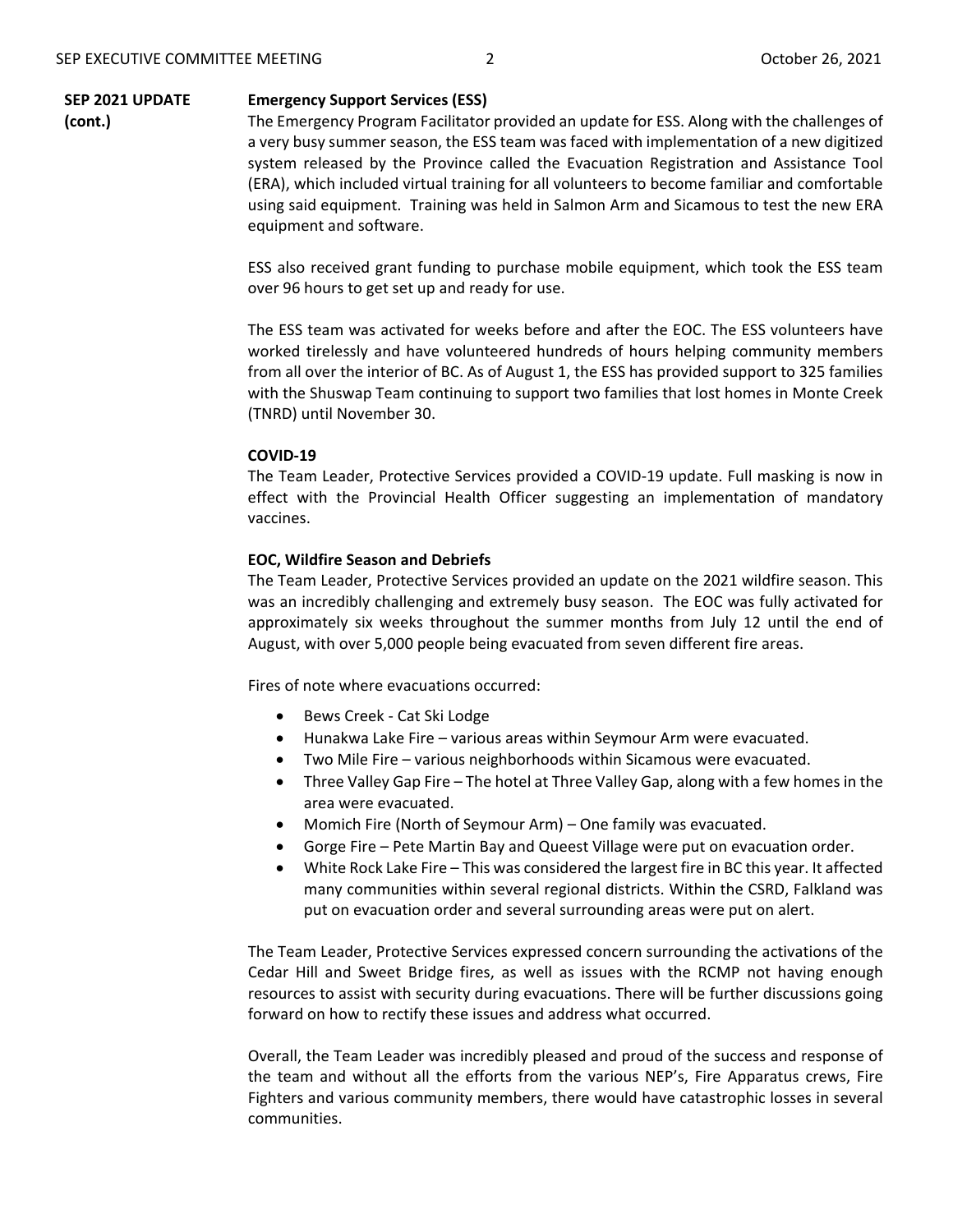**SEP 2021 UPDATE (cont.)**

**Emergency Support Services (ESS)**

The Emergency Program Facilitator provided an update for ESS. Along with the challenges of a very busy summer season, the ESS team was faced with implementation of a new digitized system released by the Province called the Evacuation Registration and Assistance Tool (ERA), which included virtual training for all volunteers to become familiar and comfortable using said equipment. Training was held in Salmon Arm and Sicamous to test the new ERA equipment and software.

ESS also received grant funding to purchase mobile equipment, which took the ESS team over 96 hours to get set up and ready for use.

The ESS team was activated for weeks before and after the EOC. The ESS volunteers have worked tirelessly and have volunteered hundreds of hours helping community members from all over the interior of BC. As of August 1, the ESS has provided support to 325 families with the Shuswap Team continuing to support two families that lost homes in Monte Creek (TNRD) until November 30.

**COVID-19**

The Team Leader, Protective Services provided a COVID-19 update. Full masking is now in effect with the Provincial Health Officer suggesting an implementation of mandatory vaccines.

**EOC, Wildfire Season and Debriefs**

The Team Leader, Protective Services provided an update on the 2021 wildfire season. This was an incredibly challenging and extremely busy season. The EOC was fully activated for approximately six weeks throughout the summer months from July 12 until the end of August, with over 5,000 people being evacuated from seven different fire areas.

Fires of note where evacuations occurred:

- Bews Creek - Cat Ski Lodge
- Hunakwa Lake Fire – various areas within Seymour Arm were evacuated.
- Two Mile Fire – various neighborhoods within Sicamous were evacuated.
- Three Valley Gap Fire – The hotel at Three Valley Gap, along with a few homes in the area were evacuated.
- Momich Fire (North of Seymour Arm) – One family was evacuated.
- Gorge Fire – Pete Martin Bay and Queest Village were put on evacuation order.
- White Rock Lake Fire – This was considered the largest fire in BC this year. It affected many communities within several regional districts. Within the CSRD, Falkland was put on evacuation order and several surrounding areas were put on alert.

The Team Leader, Protective Services expressed concern surrounding the activations of the Cedar Hill and Sweet Bridge fires, as well as issues with the RCMP not having enough resources to assist with security during evacuations. There will be further discussions going forward on how to rectify these issues and address what occurred.

Overall, the Team Leader was incredibly pleased and proud of the success and response of the team and without all the efforts from the various NEP's, Fire Apparatus crews, Fire Fighters and various community members, there would have catastrophic losses in several communities.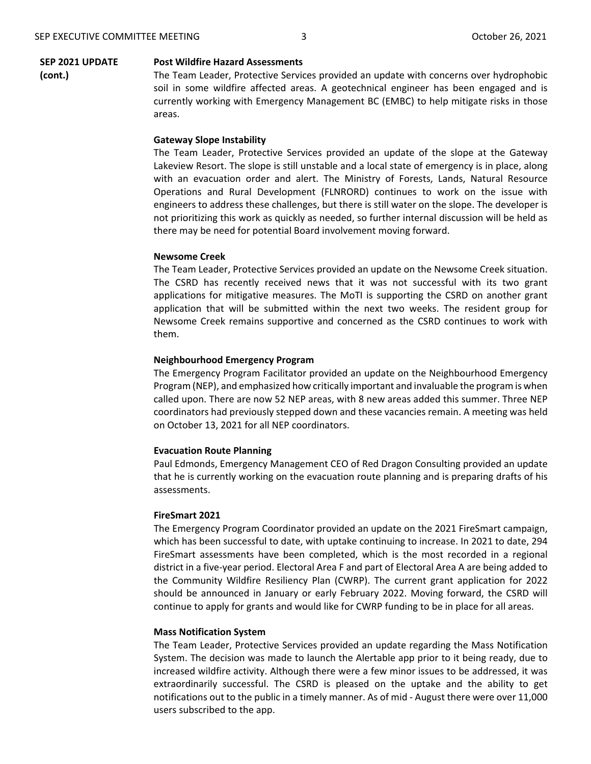**SEP 2021 UPDATE (cont.)**

**Post Wildfire Hazard Assessments**

The Team Leader, Protective Services provided an update with concerns over hydrophobic soil in some wildfire affected areas. A geotechnical engineer has been engaged and is currently working with Emergency Management BC (EMBC) to help mitigate risks in those areas.

**Gateway Slope Instability**

The Team Leader, Protective Services provided an update of the slope at the Gateway Lakeview Resort. The slope is still unstable and a local state of emergency is in place, along with an evacuation order and alert. The Ministry of Forests, Lands, Natural Resource Operations and Rural Development (FLNRORD) continues to work on the issue with engineers to address these challenges, but there is still water on the slope. The developer is not prioritizing this work as quickly as needed, so further internal discussion will be held as there may be need for potential Board involvement moving forward.

**Newsome Creek**

The Team Leader, Protective Services provided an update on the Newsome Creek situation. The CSRD has recently received news that it was not successful with its two grant applications for mitigative measures. The MoTI is supporting the CSRD on another grant application that will be submitted within the next two weeks. The resident group for Newsome Creek remains supportive and concerned as the CSRD continues to work with them.

**Neighbourhood Emergency Program**

The Emergency Program Facilitator provided an update on the Neighbourhood Emergency Program (NEP), and emphasized how critically important and invaluable the program is when called upon. There are now 52 NEP areas, with 8 new areas added this summer. Three NEP coordinators had previously stepped down and these vacancies remain. A meeting was held on October 13, 2021 for all NEP coordinators.

**Evacuation Route Planning**

Paul Edmonds, Emergency Management CEO of Red Dragon Consulting provided an update that he is currently working on the evacuation route planning and is preparing drafts of his assessments.

**FireSmart 2021**

The Emergency Program Coordinator provided an update on the 2021 FireSmart campaign, which has been successful to date, with uptake continuing to increase. In 2021 to date, 294 FireSmart assessments have been completed, which is the most recorded in a regional district in a five-year period. Electoral Area F and part of Electoral Area A are being added to the Community Wildfire Resiliency Plan (CWRP). The current grant application for 2022 should be announced in January or early February 2022. Moving forward, the CSRD will continue to apply for grants and would like for CWRP funding to be in place for all areas.

**Mass Notification System**

The Team Leader, Protective Services provided an update regarding the Mass Notification System. The decision was made to launch the Alertable app prior to it being ready, due to increased wildfire activity. Although there were a few minor issues to be addressed, it was extraordinarily successful. The CSRD is pleased on the uptake and the ability to get notifications out to the public in a timely manner. As of mid - August there were over 11,000 users subscribed to the app.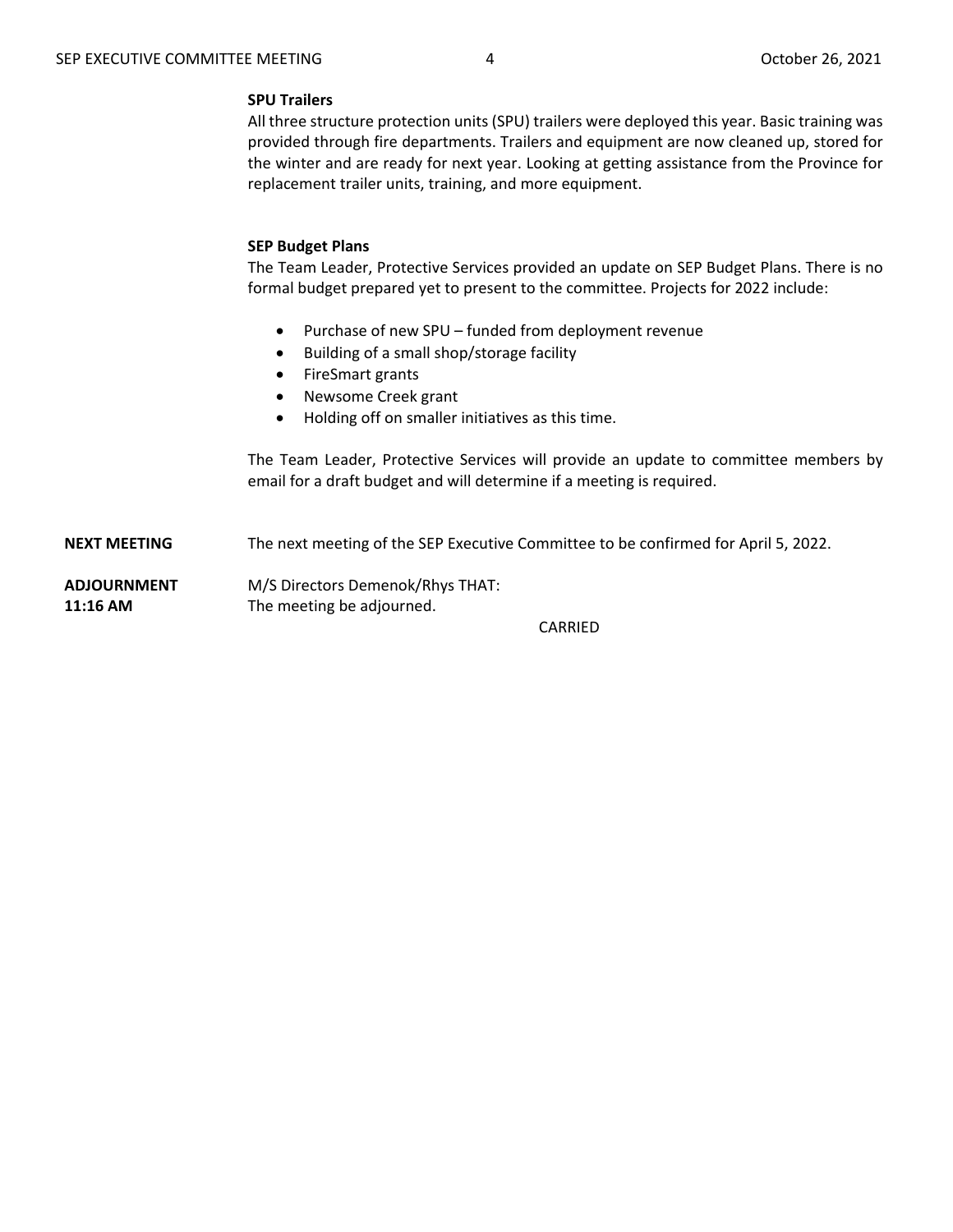**SPU Trailers**

All three structure protection units (SPU) trailers were deployed this year. Basic training was provided through fire departments. Trailers and equipment are now cleaned up, stored for the winter and are ready for next year. Looking at getting assistance from the Province for replacement trailer units, training, and more equipment.

**SEP Budget Plans**

The Team Leader, Protective Services provided an update on SEP Budget Plans. There is no formal budget prepared yet to present to the committee. Projects for 2022 include:

- Purchase of new SPU – funded from deployment revenue
- Building of a small shop/storage facility
- FireSmart grants
- Newsome Creek grant
- Holding off on smaller initiatives as this time.

The Team Leader, Protective Services will provide an update to committee members by email for a draft budget and will determine if a meeting is required.

**NEXT MEETING**

The next meeting of the SEP Executive Committee to be confirmed for April 5, 2022.

**ADJOURNMENT**
**11:16 AM**

M/S Directors Demenok/Rhys THAT:
The meeting be adjourned.

CARRIED